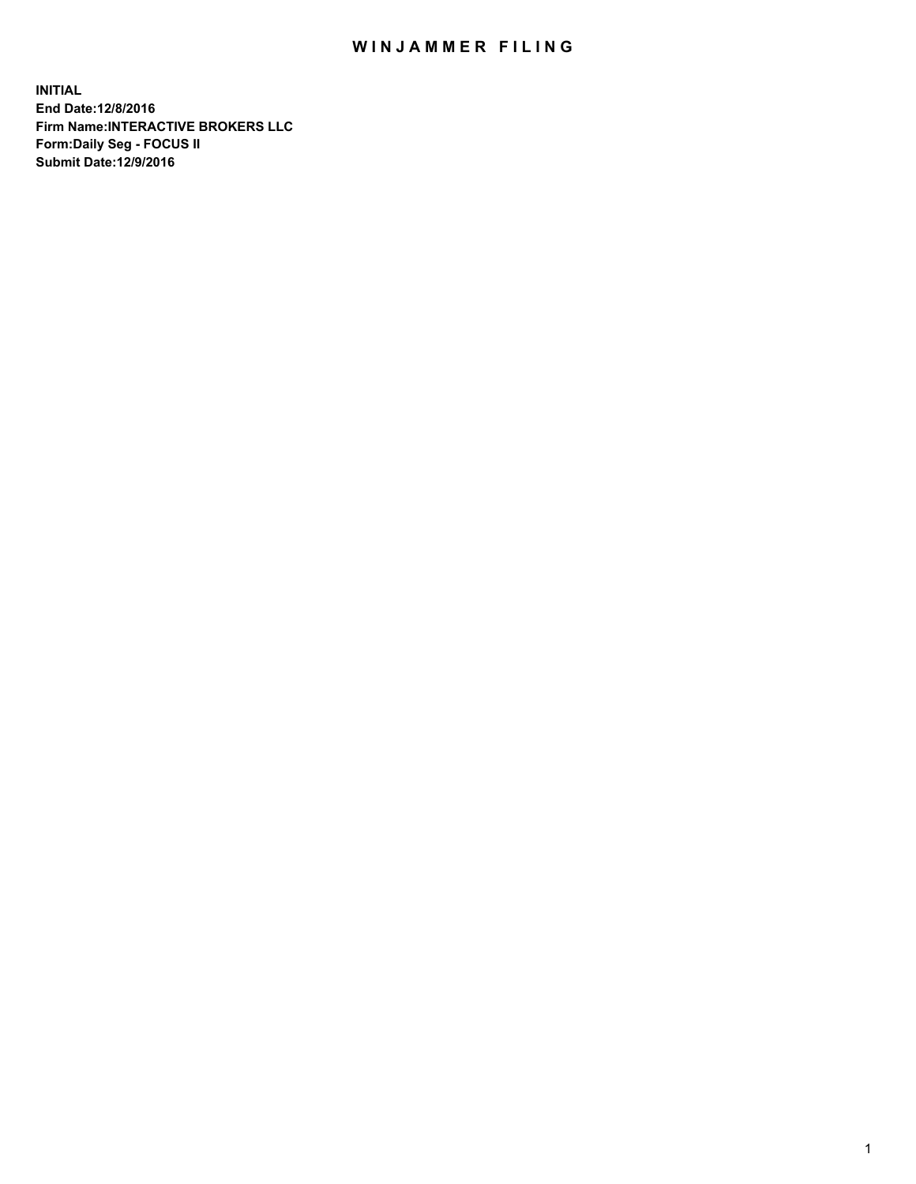# WINJAMMER FILING

**INITIAL**
**End Date:12/8/2016**
**Firm Name:INTERACTIVE BROKERS LLC**
**Form:Daily Seg - FOCUS II**
**Submit Date:12/9/2016**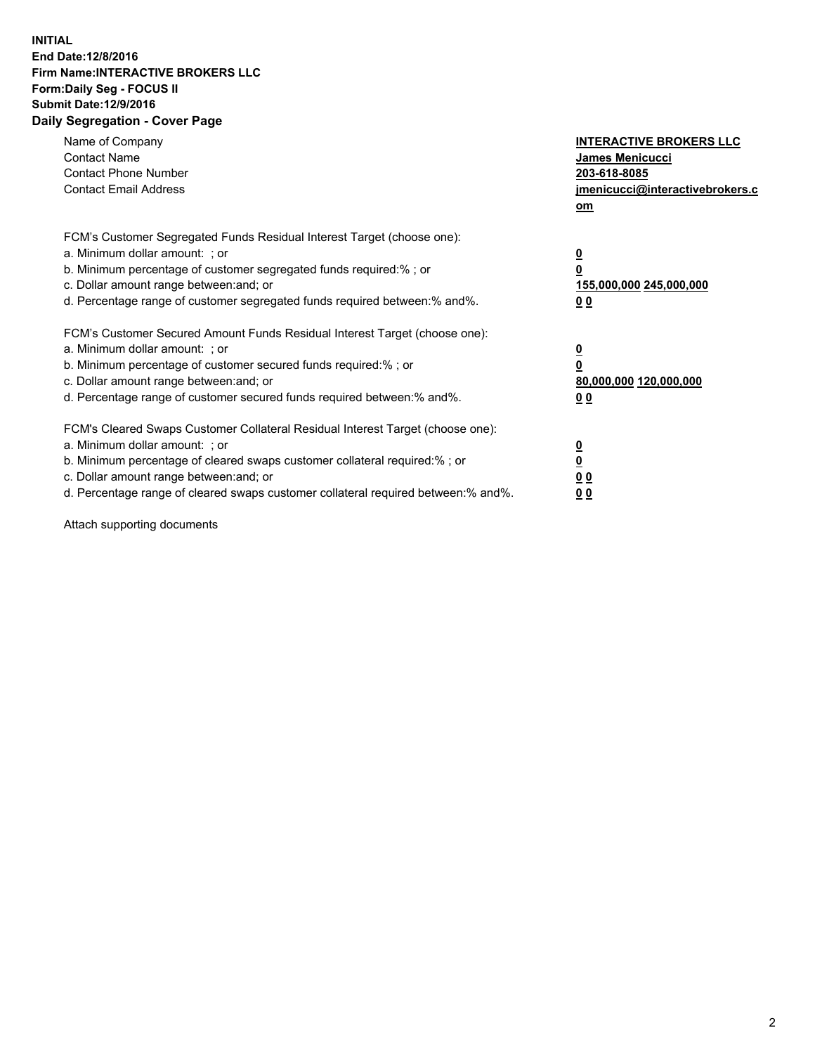**INITIAL**
**End Date:12/8/2016**
**Firm Name:INTERACTIVE BROKERS LLC**
**Form:Daily Seg - FOCUS II**
**Submit Date:12/9/2016**

## Daily Segregation - Cover Page

| | |
|---|---|
| Name of Company | **INTERACTIVE BROKERS LLC** |
| Contact Name | **James Menicucci** |
| Contact Phone Number | **203-618-8085** |
| Contact Email Address | **jmenicucci@interactivebrokers.com** |

| | |
|---|---|
| FCM's Customer Segregated Funds Residual Interest Target (choose one): | |
| a. Minimum dollar amount: ; or | **0** |
| b. Minimum percentage of customer segregated funds required:% ; or | **0** |
| c. Dollar amount range between:and; or | **155,000,000 245,000,000** |
| d. Percentage range of customer segregated funds required between:% and%. | **0 0** |

| | |
|---|---|
| FCM's Customer Secured Amount Funds Residual Interest Target (choose one): | |
| a. Minimum dollar amount: ; or | **0** |
| b. Minimum percentage of customer secured funds required:% ; or | **0** |
| c. Dollar amount range between:and; or | **80,000,000 120,000,000** |
| d. Percentage range of customer secured funds required between:% and%. | **0 0** |

| | |
|---|---|
| FCM's Cleared Swaps Customer Collateral Residual Interest Target (choose one): | |
| a. Minimum dollar amount: ; or | **0** |
| b. Minimum percentage of cleared swaps customer collateral required:% ; or | **0** |
| c. Dollar amount range between:and; or | **0 0** |
| d. Percentage range of cleared swaps customer collateral required between:% and%. | **0 0** |

Attach supporting documents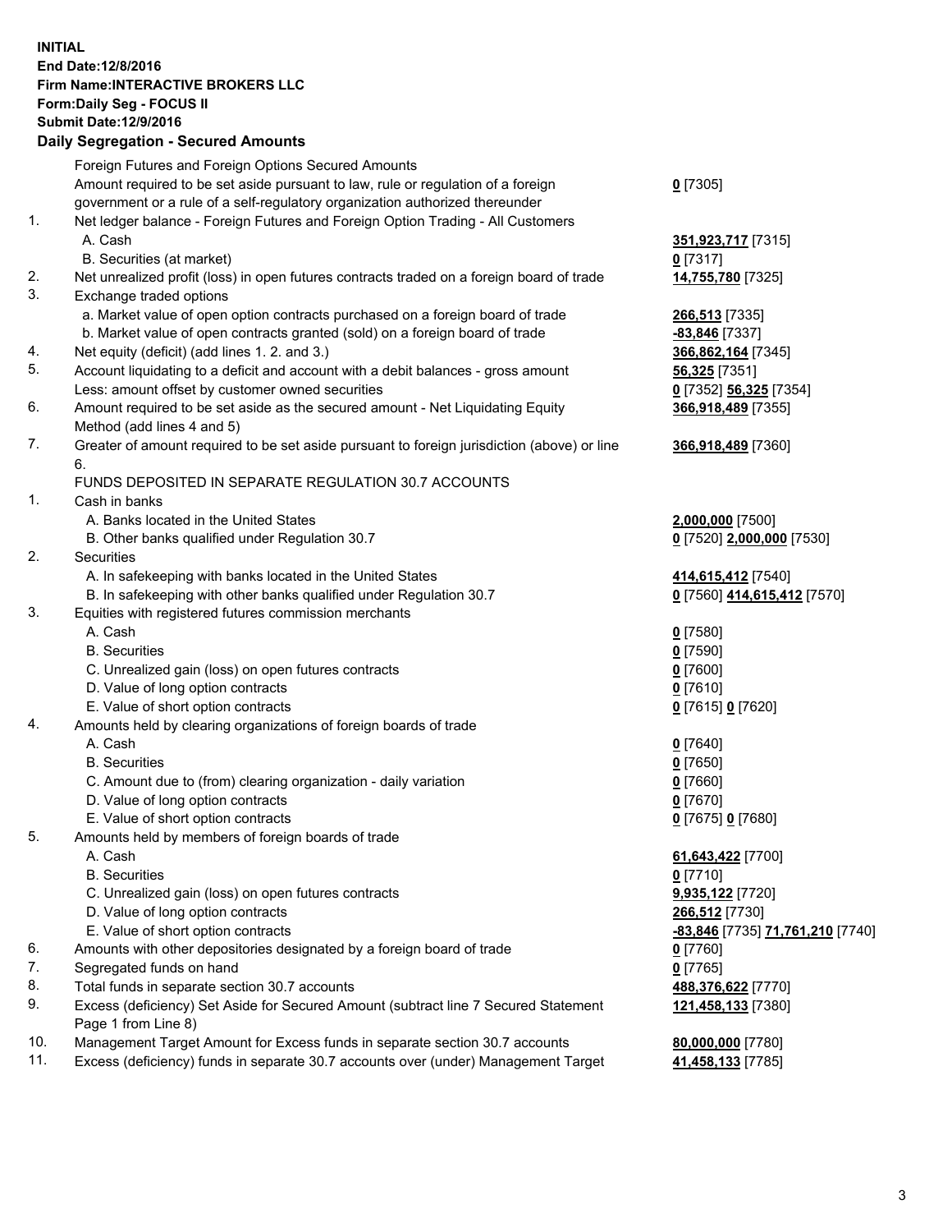**INITIAL**
**End Date:12/8/2016**
**Firm Name:INTERACTIVE BROKERS LLC**
**Form:Daily Seg - FOCUS II**
**Submit Date:12/9/2016**

## Daily Segregation - Secured Amounts

| | | |
|---|---|---|
| | Foreign Futures and Foreign Options Secured Amounts | |
| | Amount required to be set aside pursuant to law, rule or regulation of a foreign government or a rule of a self-regulatory organization authorized thereunder | 0 [7305] |
| 1. | Net ledger balance - Foreign Futures and Foreign Option Trading - All Customers | |
| | A. Cash | 351,923,717 [7315] |
| | B. Securities (at market) | 0 [7317] |
| 2. | Net unrealized profit (loss) in open futures contracts traded on a foreign board of trade | 14,755,780 [7325] |
| 3. | Exchange traded options | |
| | a. Market value of open option contracts purchased on a foreign board of trade | 266,513 [7335] |
| | b. Market value of open contracts granted (sold) on a foreign board of trade | -83,846 [7337] |
| 4. | Net equity (deficit) (add lines 1. 2. and 3.) | 366,862,164 [7345] |
| 5. | Account liquidating to a deficit and account with a debit balances - gross amount | 56,325 [7351] |
| | Less: amount offset by customer owned securities | 0 [7352] 56,325 [7354] |
| 6. | Amount required to be set aside as the secured amount - Net Liquidating Equity Method (add lines 4 and 5) | 366,918,489 [7355] |
| 7. | Greater of amount required to be set aside pursuant to foreign jurisdiction (above) or line 6. | 366,918,489 [7360] |
| | FUNDS DEPOSITED IN SEPARATE REGULATION 30.7 ACCOUNTS | |
| 1. | Cash in banks | |
| | A. Banks located in the United States | 2,000,000 [7500] |
| | B. Other banks qualified under Regulation 30.7 | 0 [7520] 2,000,000 [7530] |
| 2. | Securities | |
| | A. In safekeeping with banks located in the United States | 414,615,412 [7540] |
| | B. In safekeeping with other banks qualified under Regulation 30.7 | 0 [7560] 414,615,412 [7570] |
| 3. | Equities with registered futures commission merchants | |
| | A. Cash | 0 [7580] |
| | B. Securities | 0 [7590] |
| | C. Unrealized gain (loss) on open futures contracts | 0 [7600] |
| | D. Value of long option contracts | 0 [7610] |
| | E. Value of short option contracts | 0 [7615] 0 [7620] |
| 4. | Amounts held by clearing organizations of foreign boards of trade | |
| | A. Cash | 0 [7640] |
| | B. Securities | 0 [7650] |
| | C. Amount due to (from) clearing organization - daily variation | 0 [7660] |
| | D. Value of long option contracts | 0 [7670] |
| | E. Value of short option contracts | 0 [7675] 0 [7680] |
| 5. | Amounts held by members of foreign boards of trade | |
| | A. Cash | 61,643,422 [7700] |
| | B. Securities | 0 [7710] |
| | C. Unrealized gain (loss) on open futures contracts | 9,935,122 [7720] |
| | D. Value of long option contracts | 266,512 [7730] |
| | E. Value of short option contracts | -83,846 [7735] 71,761,210 [7740] |
| 6. | Amounts with other depositories designated by a foreign board of trade | 0 [7760] |
| 7. | Segregated funds on hand | 0 [7765] |
| 8. | Total funds in separate section 30.7 accounts | 488,376,622 [7770] |
| 9. | Excess (deficiency) Set Aside for Secured Amount (subtract line 7 Secured Statement Page 1 from Line 8) | 121,458,133 [7380] |
| 10. | Management Target Amount for Excess funds in separate section 30.7 accounts | 80,000,000 [7780] |
| 11. | Excess (deficiency) funds in separate 30.7 accounts over (under) Management Target | 41,458,133 [7785] |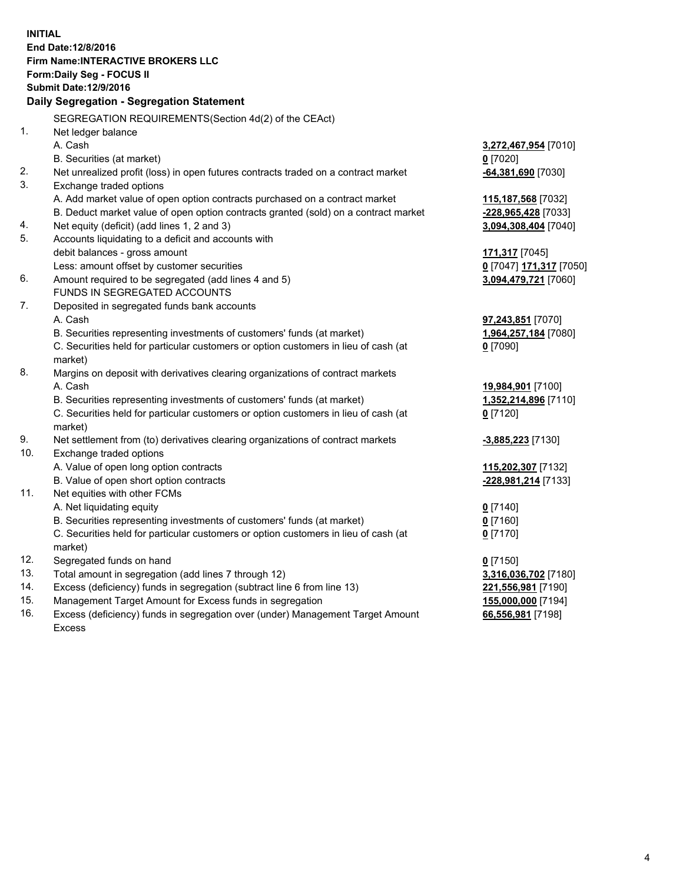**INITIAL**
**End Date:12/8/2016**
**Firm Name:INTERACTIVE BROKERS LLC**
**Form:Daily Seg - FOCUS II**
**Submit Date:12/9/2016**

### Daily Segregation - Segregation Statement

SEGREGATION REQUIREMENTS(Section 4d(2) of the CEAct)

| | | |
|---|---|---|
| 1. | Net ledger balance | |
| | A. Cash | **3,272,467,954** [7010] |
| | B. Securities (at market) | **0** [7020] |
| 2. | Net unrealized profit (loss) in open futures contracts traded on a contract market | **-64,381,690** [7030] |
| 3. | Exchange traded options | |
| | A. Add market value of open option contracts purchased on a contract market | **115,187,568** [7032] |
| | B. Deduct market value of open option contracts granted (sold) on a contract market | **-228,965,428** [7033] |
| 4. | Net equity (deficit) (add lines 1, 2 and 3) | **3,094,308,404** [7040] |
| 5. | Accounts liquidating to a deficit and accounts with | |
| | debit balances - gross amount | **171,317** [7045] |
| | Less: amount offset by customer securities | **0** [7047] **171,317** [7050] |
| 6. | Amount required to be segregated (add lines 4 and 5) | **3,094,479,721** [7060] |
| | FUNDS IN SEGREGATED ACCOUNTS | |
| 7. | Deposited in segregated funds bank accounts | |
| | A. Cash | **97,243,851** [7070] |
| | B. Securities representing investments of customers' funds (at market) | **1,964,257,184** [7080] |
| | C. Securities held for particular customers or option customers in lieu of cash (at market) | **0** [7090] |
| 8. | Margins on deposit with derivatives clearing organizations of contract markets | |
| | A. Cash | **19,984,901** [7100] |
| | B. Securities representing investments of customers' funds (at market) | **1,352,214,896** [7110] |
| | C. Securities held for particular customers or option customers in lieu of cash (at market) | **0** [7120] |
| 9. | Net settlement from (to) derivatives clearing organizations of contract markets | **-3,885,223** [7130] |
| 10. | Exchange traded options | |
| | A. Value of open long option contracts | **115,202,307** [7132] |
| | B. Value of open short option contracts | **-228,981,214** [7133] |
| 11. | Net equities with other FCMs | |
| | A. Net liquidating equity | **0** [7140] |
| | B. Securities representing investments of customers' funds (at market) | **0** [7160] |
| | C. Securities held for particular customers or option customers in lieu of cash (at market) | **0** [7170] |
| 12. | Segregated funds on hand | **0** [7150] |
| 13. | Total amount in segregation (add lines 7 through 12) | **3,316,036,702** [7180] |
| 14. | Excess (deficiency) funds in segregation (subtract line 6 from line 13) | **221,556,981** [7190] |
| 15. | Management Target Amount for Excess funds in segregation | **155,000,000** [7194] |
| 16. | Excess (deficiency) funds in segregation over (under) Management Target Amount Excess | **66,556,981** [7198] |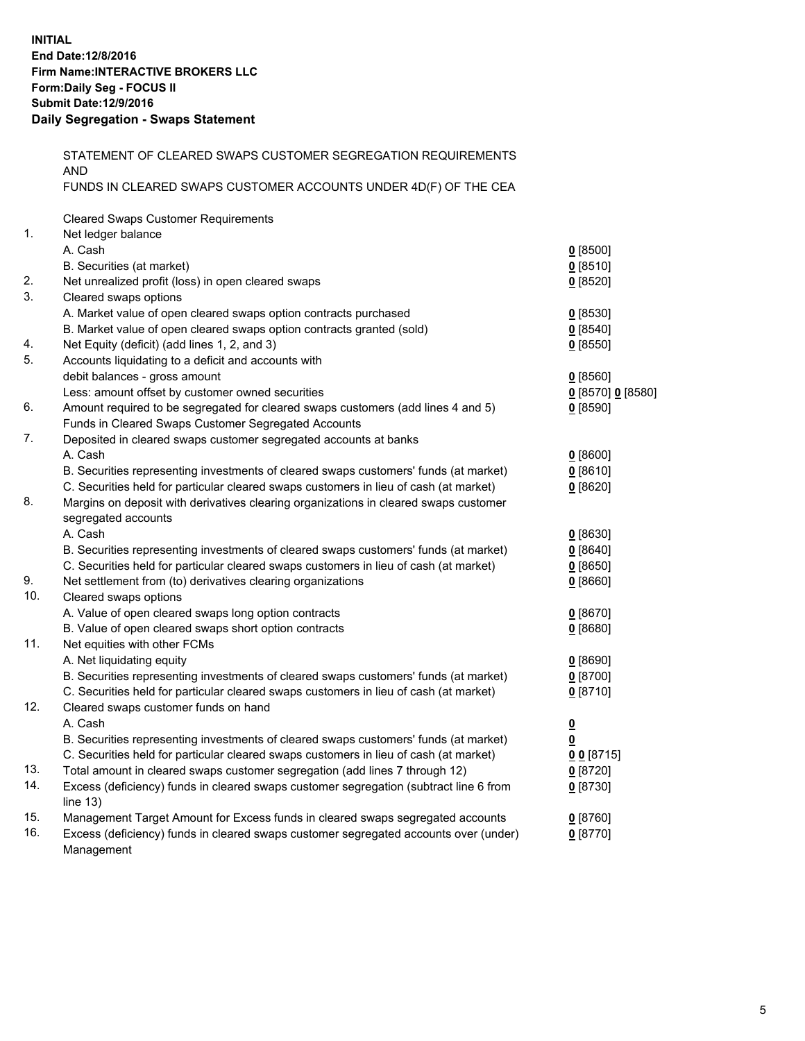**INITIAL**
**End Date:12/8/2016**
**Firm Name:INTERACTIVE BROKERS LLC**
**Form:Daily Seg - FOCUS II**
**Submit Date:12/9/2016**
**Daily Segregation - Swaps Statement**

STATEMENT OF CLEARED SWAPS CUSTOMER SEGREGATION REQUIREMENTS AND FUNDS IN CLEARED SWAPS CUSTOMER ACCOUNTS UNDER 4D(F) OF THE CEA

| | | |
|---|---|---|
| | Cleared Swaps Customer Requirements | |
| 1. | Net ledger balance | |
| | A. Cash | 0 [8500] |
| | B. Securities (at market) | 0 [8510] |
| 2. | Net unrealized profit (loss) in open cleared swaps | 0 [8520] |
| 3. | Cleared swaps options | |
| | A. Market value of open cleared swaps option contracts purchased | 0 [8530] |
| | B. Market value of open cleared swaps option contracts granted (sold) | 0 [8540] |
| 4. | Net Equity (deficit) (add lines 1, 2, and 3) | 0 [8550] |
| 5. | Accounts liquidating to a deficit and accounts with debit balances - gross amount | 0 [8560] |
| | Less: amount offset by customer owned securities | 0 [8570] 0 [8580] |
| 6. | Amount required to be segregated for cleared swaps customers (add lines 4 and 5) | 0 [8590] |
| | Funds in Cleared Swaps Customer Segregated Accounts | |
| 7. | Deposited in cleared swaps customer segregated accounts at banks | |
| | A. Cash | 0 [8600] |
| | B. Securities representing investments of cleared swaps customers' funds (at market) | 0 [8610] |
| | C. Securities held for particular cleared swaps customers in lieu of cash (at market) | 0 [8620] |
| 8. | Margins on deposit with derivatives clearing organizations in cleared swaps customer segregated accounts | |
| | A. Cash | 0 [8630] |
| | B. Securities representing investments of cleared swaps customers' funds (at market) | 0 [8640] |
| | C. Securities held for particular cleared swaps customers in lieu of cash (at market) | 0 [8650] |
| 9. | Net settlement from (to) derivatives clearing organizations | 0 [8660] |
| 10. | Cleared swaps options | |
| | A. Value of open cleared swaps long option contracts | 0 [8670] |
| | B. Value of open cleared swaps short option contracts | 0 [8680] |
| 11. | Net equities with other FCMs | |
| | A. Net liquidating equity | 0 [8690] |
| | B. Securities representing investments of cleared swaps customers' funds (at market) | 0 [8700] |
| | C. Securities held for particular cleared swaps customers in lieu of cash (at market) | 0 [8710] |
| 12. | Cleared swaps customer funds on hand | |
| | A. Cash | 0 |
| | B. Securities representing investments of cleared swaps customers' funds (at market) | 0 |
| | C. Securities held for particular cleared swaps customers in lieu of cash (at market) | 0 0 [8715] |
| 13. | Total amount in cleared swaps customer segregation (add lines 7 through 12) | 0 [8720] |
| 14. | Excess (deficiency) funds in cleared swaps customer segregation (subtract line 6 from line 13) | 0 [8730] |
| 15. | Management Target Amount for Excess funds in cleared swaps segregated accounts | 0 [8760] |
| 16. | Excess (deficiency) funds in cleared swaps customer segregated accounts over (under) Management | 0 [8770] |